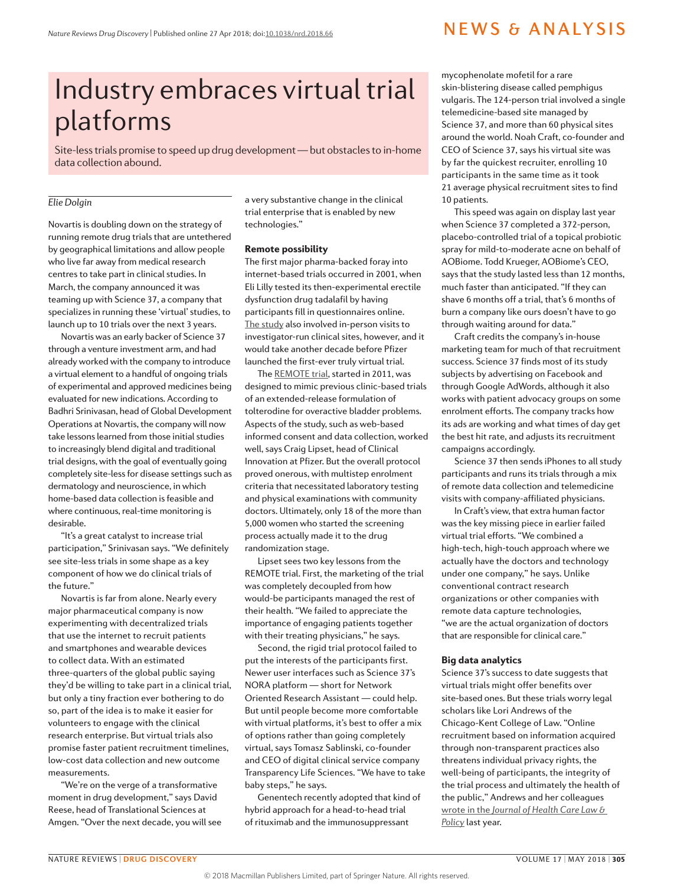# Industry embraces virtual trial platforms

Site-less trials promise to speed up drug development — but obstacles to in-home data collection abound.

*Elie Dolgin*

Novartis is doubling down on the strategy of running remote drug trials that are untethered by geographical limitations and allow people who live far away from medical research centres to take part in clinical studies. In March, the company announced it was teaming up with Science 37, a company that specializes in running these 'virtual' studies, to launch up to 10 trials over the next 3 years.

Novartis was an early backer of Science 37 through a venture investment arm, and had already worked with the company to introduce a virtual element to a handful of ongoing trials of experimental and approved medicines being evaluated for new indications. According to Badhri Srinivasan, head of Global Development Operations at Novartis, the company will now take lessons learned from those initial studies to increasingly blend digital and traditional trial designs, with the goal of eventually going completely site-less for disease settings such as dermatology and neuroscience, in which home-based data collection is feasible and where continuous, real-time monitoring is desirable.

"It's a great catalyst to increase trial participation," Srinivasan says. "We definitely see site-less trials in some shape as a key component of how we do clinical trials of the future."

Novartis is far from alone. Nearly every major pharmaceutical company is now experimenting with decentralized trials that use the internet to recruit patients and smartphones and wearable devices to collect data. With an estimated three-quarters of the global public saying they'd be willing to take part in a clinical trial, but only a tiny fraction ever bothering to do so, part of the idea is to make it easier for volunteers to engage with the clinical research enterprise. But virtual trials also promise faster patient recruitment timelines, low-cost data collection and new outcome measurements.

"We're on the verge of a transformative moment in drug development," says David Reese, head of Translational Sciences at Amgen. "Over the next decade, you will see a very substantive change in the clinical trial enterprise that is enabled by new technologies."

### Remote possibility

The first major pharma-backed foray into internet-based trials occurred in 2001, when Eli Lilly tested its then-experimental erectile dysfunction drug tadalafil by having participants fill in questionnaires online. The study also involved in-person visits to investigator-run clinical sites, however, and it would take another decade before Pfizer launched the first-ever truly virtual trial.

The REMOTE trial, started in 2011, was designed to mimic previous clinic-based trials of an extended-release formulation of tolterodine for overactive bladder problems. Aspects of the study, such as web-based informed consent and data collection, worked well, says Craig Lipset, head of Clinical Innovation at Pfizer. But the overall protocol proved onerous, with multistep enrolment criteria that necessitated laboratory testing and physical examinations with community doctors. Ultimately, only 18 of the more than 5,000 women who started the screening process actually made it to the drug randomization stage.

Lipset sees two key lessons from the REMOTE trial. First, the marketing of the trial was completely decoupled from how would-be participants managed the rest of their health. "We failed to appreciate the importance of engaging patients together with their treating physicians," he says.

Second, the rigid trial protocol failed to put the interests of the participants first. Newer user interfaces such as Science 37's NORA platform — short for Network Oriented Research Assistant — could help. But until people become more comfortable with virtual platforms, it's best to offer a mix of options rather than going completely virtual, says Tomasz Sablinski, co-founder and CEO of digital clinical service company Transparency Life Sciences. "We have to take baby steps," he says.

Genentech recently adopted that kind of hybrid approach for a head-to-head trial of rituximab and the immunosuppressant mycophenolate mofetil for a rare skin-blistering disease called pemphigus vulgaris. The 124-person trial involved a single telemedicine-based site managed by Science 37, and more than 60 physical sites around the world. Noah Craft, co-founder and CEO of Science 37, says his virtual site was by far the quickest recruiter, enrolling 10 participants in the same time as it took 21 average physical recruitment sites to find 10 patients.

This speed was again on display last year when Science 37 completed a 372-person, placebo-controlled trial of a topical probiotic spray for mild-to-moderate acne on behalf of AOBiome. Todd Krueger, AOBiome's CEO, says that the study lasted less than 12 months, much faster than anticipated. "If they can shave 6 months off a trial, that's 6 months of burn a company like ours doesn't have to go through waiting around for data."

Craft credits the company's in-house marketing team for much of that recruitment success. Science 37 finds most of its study subjects by advertising on Facebook and through Google AdWords, although it also works with patient advocacy groups on some enrolment efforts. The company tracks how its ads are working and what times of day get the best hit rate, and adjusts its recruitment campaigns accordingly.

Science 37 then sends iPhones to all study participants and runs its trials through a mix of remote data collection and telemedicine visits with company-affiliated physicians.

In Craft's view, that extra human factor was the key missing piece in earlier failed virtual trial efforts. "We combined a high-tech, high-touch approach where we actually have the doctors and technology under one company," he says. Unlike conventional contract research organizations or other companies with remote data capture technologies, "we are the actual organization of doctors that are responsible for clinical care."

### Big data analytics

Science 37's success to date suggests that virtual trials might offer benefits over site-based ones. But these trials worry legal scholars like Lori Andrews of the Chicago-Kent College of Law. "Online recruitment based on information acquired through non-transparent practices also threatens individual privacy rights, the well-being of participants, the integrity of the trial process and ultimately the health of the public," Andrews and her colleagues wrote in the *Journal of Health Care Law & Policy* last year.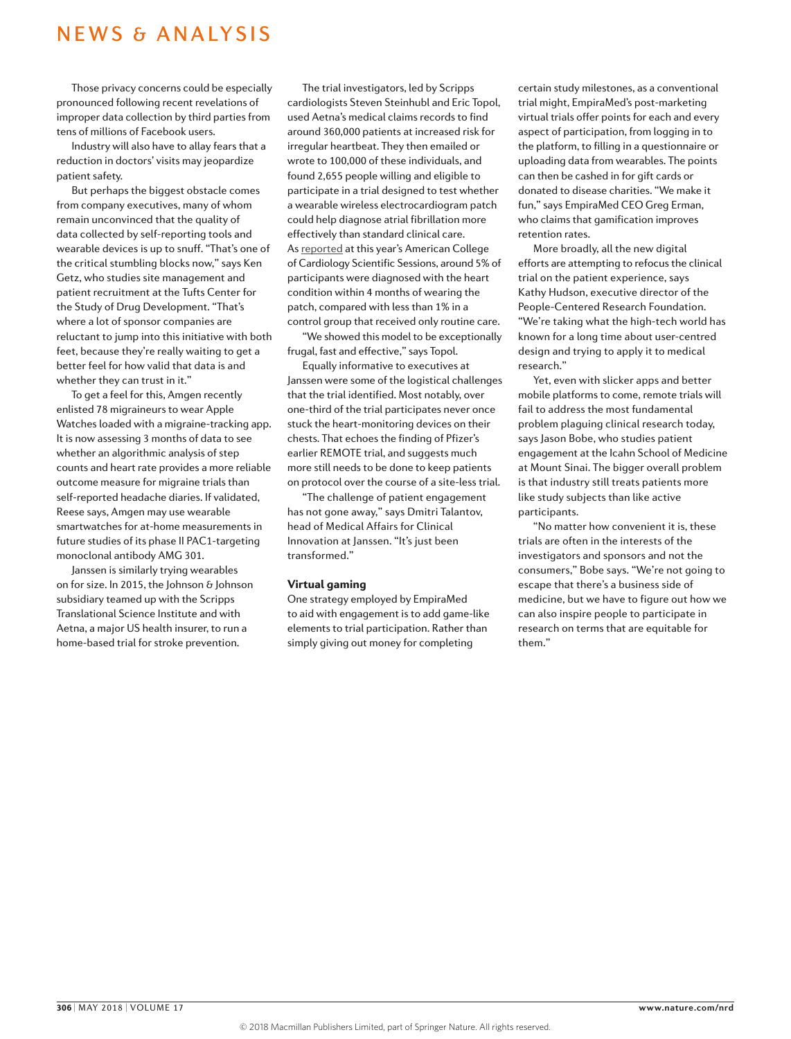Those privacy concerns could be especially pronounced following recent revelations of improper data collection by third parties from tens of millions of Facebook users.

Industry will also have to allay fears that a reduction in doctors' visits may jeopardize patient safety.

But perhaps the biggest obstacle comes from company executives, many of whom remain unconvinced that the quality of data collected by self-reporting tools and wearable devices is up to snuff. "That's one of the critical stumbling blocks now," says Ken Getz, who studies site management and patient recruitment at the Tufts Center for the Study of Drug Development. "That's where a lot of sponsor companies are reluctant to jump into this initiative with both feet, because they're really waiting to get a better feel for how valid that data is and whether they can trust in it."

To get a feel for this, Amgen recently enlisted 78 migraineurs to wear Apple Watches loaded with a migraine-tracking app. It is now assessing 3 months of data to see whether an algorithmic analysis of step counts and heart rate provides a more reliable outcome measure for migraine trials than self-reported headache diaries. If validated, Reese says, Amgen may use wearable smartwatches for at-home measurements in future studies of its phase II PAC1-targeting monoclonal antibody AMG 301.

Janssen is similarly trying wearables on for size. In 2015, the Johnson & Johnson subsidiary teamed up with the Scripps Translational Science Institute and with Aetna, a major US health insurer, to run a home-based trial for stroke prevention.

The trial investigators, led by Scripps cardiologists Steven Steinhubl and Eric Topol, used Aetna's medical claims records to find around 360,000 patients at increased risk for irregular heartbeat. They then emailed or wrote to 100,000 of these individuals, and found 2,655 people willing and eligible to participate in a trial designed to test whether a wearable wireless electrocardiogram patch could help diagnose atrial fibrillation more effectively than standard clinical care. As reported at this year's American College of Cardiology Scientific Sessions, around 5% of participants were diagnosed with the heart condition within 4 months of wearing the patch, compared with less than 1% in a control group that received only routine care.

"We showed this model to be exceptionally frugal, fast and effective," says Topol.

Equally informative to executives at Janssen were some of the logistical challenges that the trial identified. Most notably, over one-third of the trial participates never once stuck the heart-monitoring devices on their chests. That echoes the finding of Pfizer's earlier REMOTE trial, and suggests much more still needs to be done to keep patients on protocol over the course of a site-less trial.

"The challenge of patient engagement has not gone away," says Dmitri Talantov, head of Medical Affairs for Clinical Innovation at Janssen. "It's just been transformed."

### Virtual gaming

One strategy employed by EmpiraMed to aid with engagement is to add game-like elements to trial participation. Rather than simply giving out money for completing certain study milestones, as a conventional trial might, EmpiraMed's post-marketing virtual trials offer points for each and every aspect of participation, from logging in to the platform, to filling in a questionnaire or uploading data from wearables. The points can then be cashed in for gift cards or donated to disease charities. "We make it fun," says EmpiraMed CEO Greg Erman, who claims that gamification improves retention rates.

More broadly, all the new digital efforts are attempting to refocus the clinical trial on the patient experience, says Kathy Hudson, executive director of the People-Centered Research Foundation. "We're taking what the high-tech world has known for a long time about user-centred design and trying to apply it to medical research."

Yet, even with slicker apps and better mobile platforms to come, remote trials will fail to address the most fundamental problem plaguing clinical research today, says Jason Bobe, who studies patient engagement at the Icahn School of Medicine at Mount Sinai. The bigger overall problem is that industry still treats patients more like study subjects than like active participants.

"No matter how convenient it is, these trials are often in the interests of the investigators and sponsors and not the consumers," Bobe says. "We're not going to escape that there's a business side of medicine, but we have to figure out how we can also inspire people to participate in research on terms that are equitable for them."